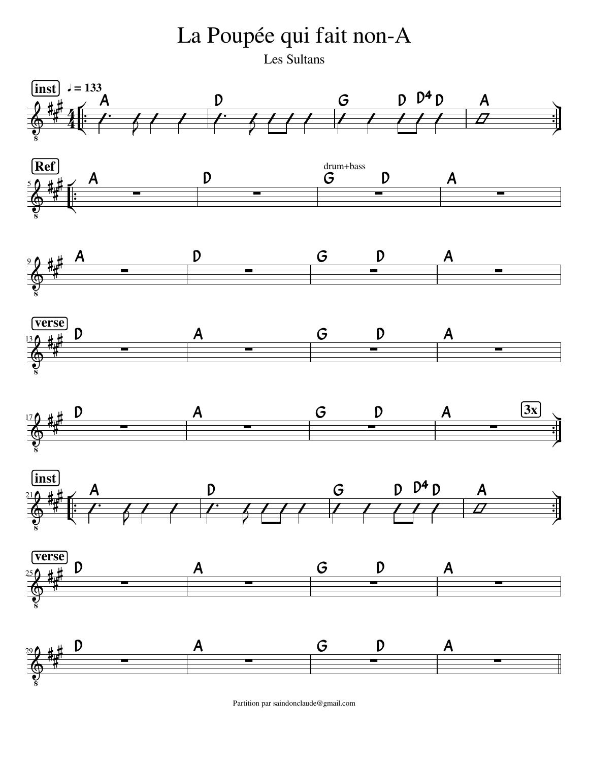# La Poupée qui fait non-A

Les Sultans

**inst** ♩ = 133

| A | D | G D D4 D | A |

**Ref**

| A | D | G D | A | (drum+bass)

| A | D | G D | A |

**verse**

| D | A | G D | A |

| D | A | G D | A | **3x**

**inst**

| A | D | G D D4 D | A |

**verse**

| D | A | G D | A |

| D | A | G D | A |

Partition par saindonclaude@gmail.com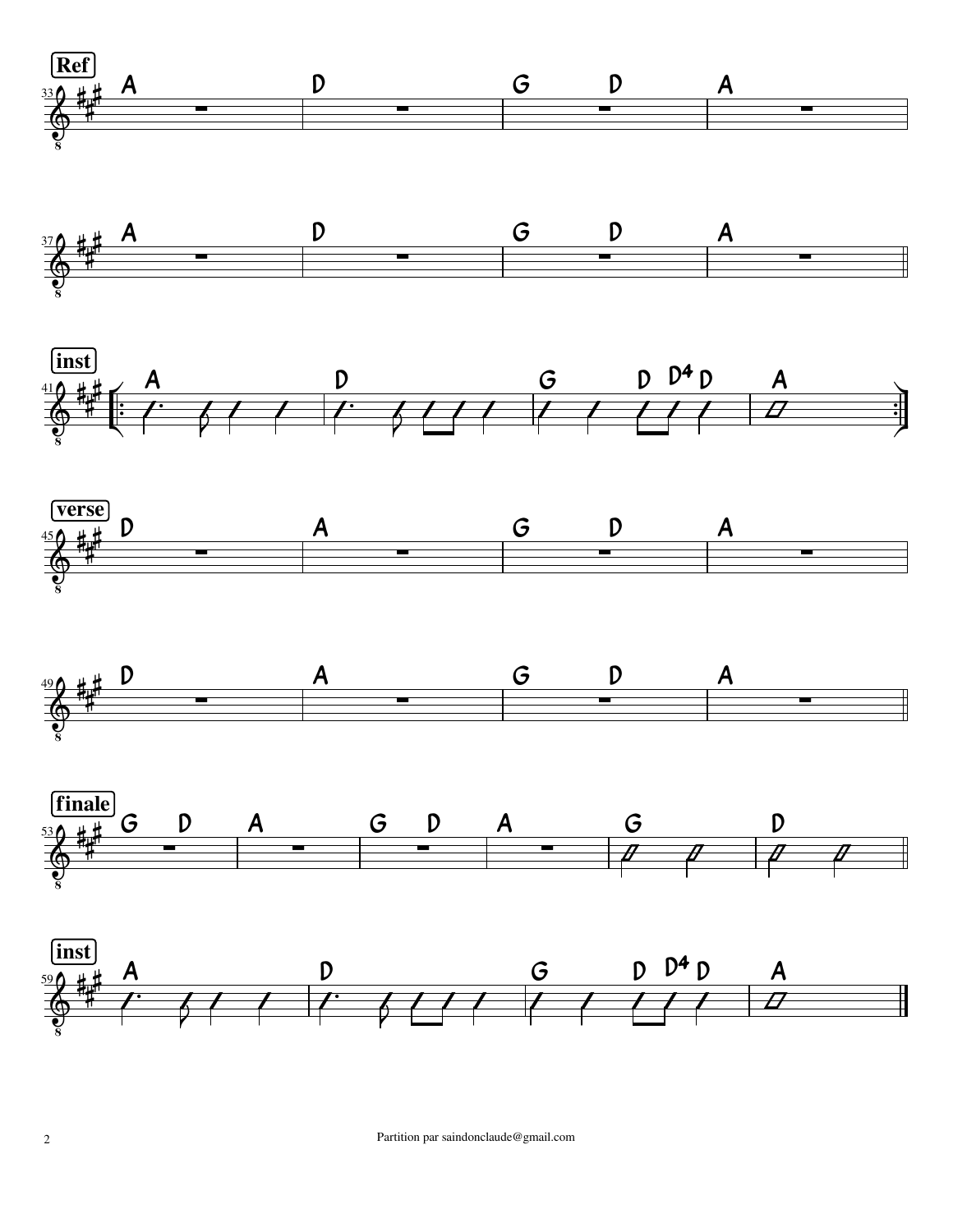**Ref**

33 | A | D | G D | A |

37 | A | D | G D | A ||

**inst**

41 |: A | D | G D D4 D | A :|

**verse**

45 | D | A | G D | A |

49 | D | A | G D | A ||

**finale**

53 | G D | A | G D | A | G | D ||

**inst**

59 | A | D | G D D4 D | A |]